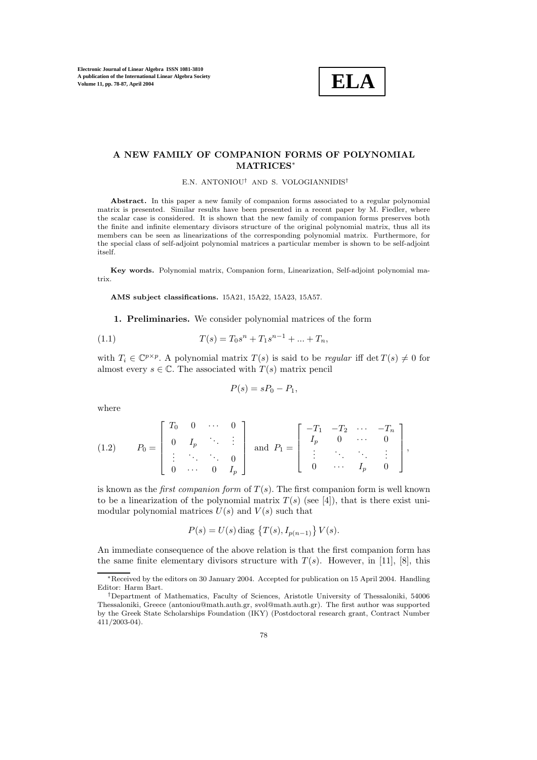# A NEW FAMILY OF COMPANION FORMS OF POLYNOMIAL MATRICES[∗]

E.N. ANTONIOU[†] AND S. VOLOGIANNIDIS[†]

**Abstract.** In this paper a new family of companion forms associated to a regular polynomial matrix is presented. Similar results have been presented in a recent paper by M. Fiedler, where the scalar case is considered. It is shown that the new family of companion forms preserves both the finite and infinite elementary divisors structure of the original polynomial matrix, thus all its members can be seen as linearizations of the corresponding polynomial matrix. Furthermore, for the special class of self-adjoint polynomial matrices a particular member is shown to be self-adjoint itself.

**Key words.** Polynomial matrix, Companion form, Linearization, Self-adjoint polynomial matrix.

**AMS subject classifications.** 15A21, 15A22, 15A23, 15A57.

## 1. Preliminaries.

We consider polynomial matrices of the form

$$T(s) = T_0 s^n + T_1 s^{n-1} + ... + T_n, \tag{1.1}$$

with $T_i \in \mathbb{C}^{p\times p}$. A polynomial matrix $T(s)$ is said to be *regular* iff $\det T(s) \neq 0$ for almost every $s \in \mathbb{C}$. The associated with $T(s)$ matrix pencil

$$P(s) = sP_0 - P_1,$$

where

$$P_0 = \begin{bmatrix} T_0 & 0 & \cdots & 0 \\ 0 & I_p & \ddots & \vdots \\ \vdots & \ddots & \ddots & 0 \\ 0 & \cdots & 0 & I_p \end{bmatrix} \text{ and } P_1 = \begin{bmatrix} -T_1 & -T_2 & \cdots & -T_n \\ I_p & 0 & \cdots & 0 \\ \vdots & \ddots & \ddots & \vdots \\ 0 & \cdots & I_p & 0 \end{bmatrix}, \tag{1.2}$$

is known as the *first companion form* of $T(s)$. The first companion form is well known to be a linearization of the polynomial matrix $T(s)$ (see [4]), that is there exist unimodular polynomial matrices $U(s)$ and $V(s)$ such that

$$P(s) = U(s)\,\mathrm{diag}\left\{T(s), I_{p(n-1)}\right\} V(s).$$

An immediate consequence of the above relation is that the first companion form has the same finite elementary divisors structure with $T(s)$. However, in [11], [8], this

---

[∗]Received by the editors on 30 January 2004. Accepted for publication on 15 April 2004. Handling Editor: Harm Bart.

[†]Department of Mathematics, Faculty of Sciences, Aristotle University of Thessaloniki, 54006 Thessaloniki, Greece (antoniou@math.auth.gr, svol@math.auth.gr). The first author was supported by the Greek State Scholarships Foundation (IKY) (Postdoctoral research grant, Contract Number 411/2003-04).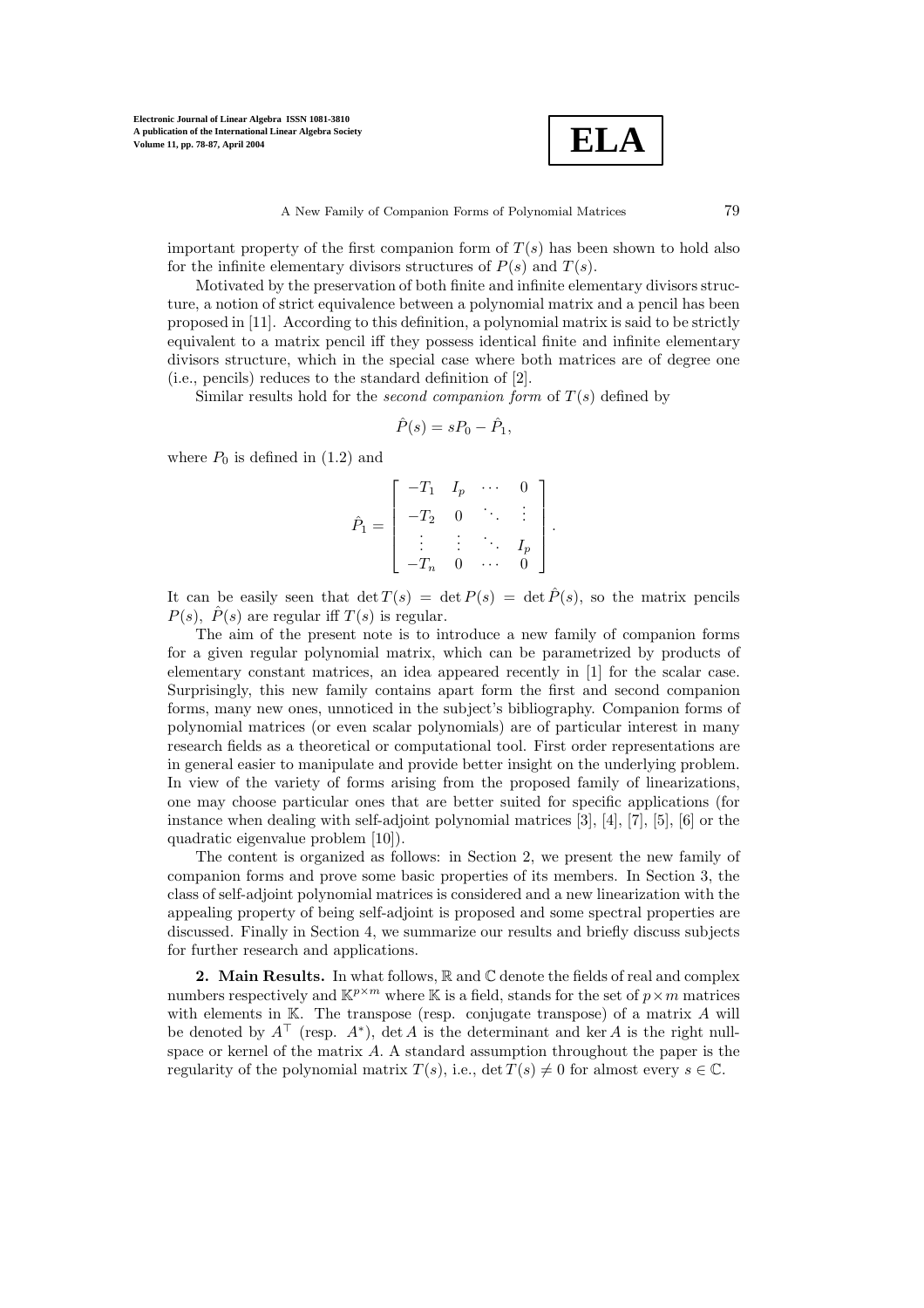important property of the first companion form of $T(s)$ has been shown to hold also for the infinite elementary divisors structures of $P(s)$ and $T(s)$.

Motivated by the preservation of both finite and infinite elementary divisors structure, a notion of strict equivalence between a polynomial matrix and a pencil has been proposed in [11]. According to this definition, a polynomial matrix is said to be strictly equivalent to a matrix pencil iff they possess identical finite and infinite elementary divisors structure, which in the special case where both matrices are of degree one (i.e., pencils) reduces to the standard definition of [2].

Similar results hold for the *second companion form* of $T(s)$ defined by

$$\hat{P}(s) = sP_0 - \hat{P}_1,$$

where $P_0$ is defined in (1.2) and

$$\hat{P}_1 = \begin{bmatrix} -T_1 & I_p & \cdots & 0 \\ -T_2 & 0 & \ddots & \vdots \\ \vdots & \vdots & \ddots & I_p \\ -T_n & 0 & \cdots & 0 \end{bmatrix}.$$

It can be easily seen that $\det T(s) = \det P(s) = \det \hat{P}(s)$, so the matrix pencils $P(s)$, $\hat{P}(s)$ are regular iff $T(s)$ is regular.

The aim of the present note is to introduce a new family of companion forms for a given regular polynomial matrix, which can be parametrized by products of elementary constant matrices, an idea appeared recently in [1] for the scalar case. Surprisingly, this new family contains apart form the first and second companion forms, many new ones, unnoticed in the subject's bibliography. Companion forms of polynomial matrices (or even scalar polynomials) are of particular interest in many research fields as a theoretical or computational tool. First order representations are in general easier to manipulate and provide better insight on the underlying problem. In view of the variety of forms arising from the proposed family of linearizations, one may choose particular ones that are better suited for specific applications (for instance when dealing with self-adjoint polynomial matrices [3], [4], [7], [5], [6] or the quadratic eigenvalue problem [10]).

The content is organized as follows: in Section 2, we present the new family of companion forms and prove some basic properties of its members. In Section 3, the class of self-adjoint polynomial matrices is considered and a new linearization with the appealing property of being self-adjoint is proposed and some spectral properties are discussed. Finally in Section 4, we summarize our results and briefly discuss subjects for further research and applications.

**2. Main Results.** In what follows, $\mathbb{R}$ and $\mathbb{C}$ denote the fields of real and complex numbers respectively and $\mathbb{K}^{p\times m}$ where $\mathbb{K}$ is a field, stands for the set of $p\times m$ matrices with elements in $\mathbb{K}$. The transpose (resp. conjugate transpose) of a matrix $A$ will be denoted by $A^\top$ (resp. $A^*$), $\det A$ is the determinant and $\ker A$ is the right null-space or kernel of the matrix $A$. A standard assumption throughout the paper is the regularity of the polynomial matrix $T(s)$, i.e., $\det T(s) \neq 0$ for almost every $s \in \mathbb{C}$.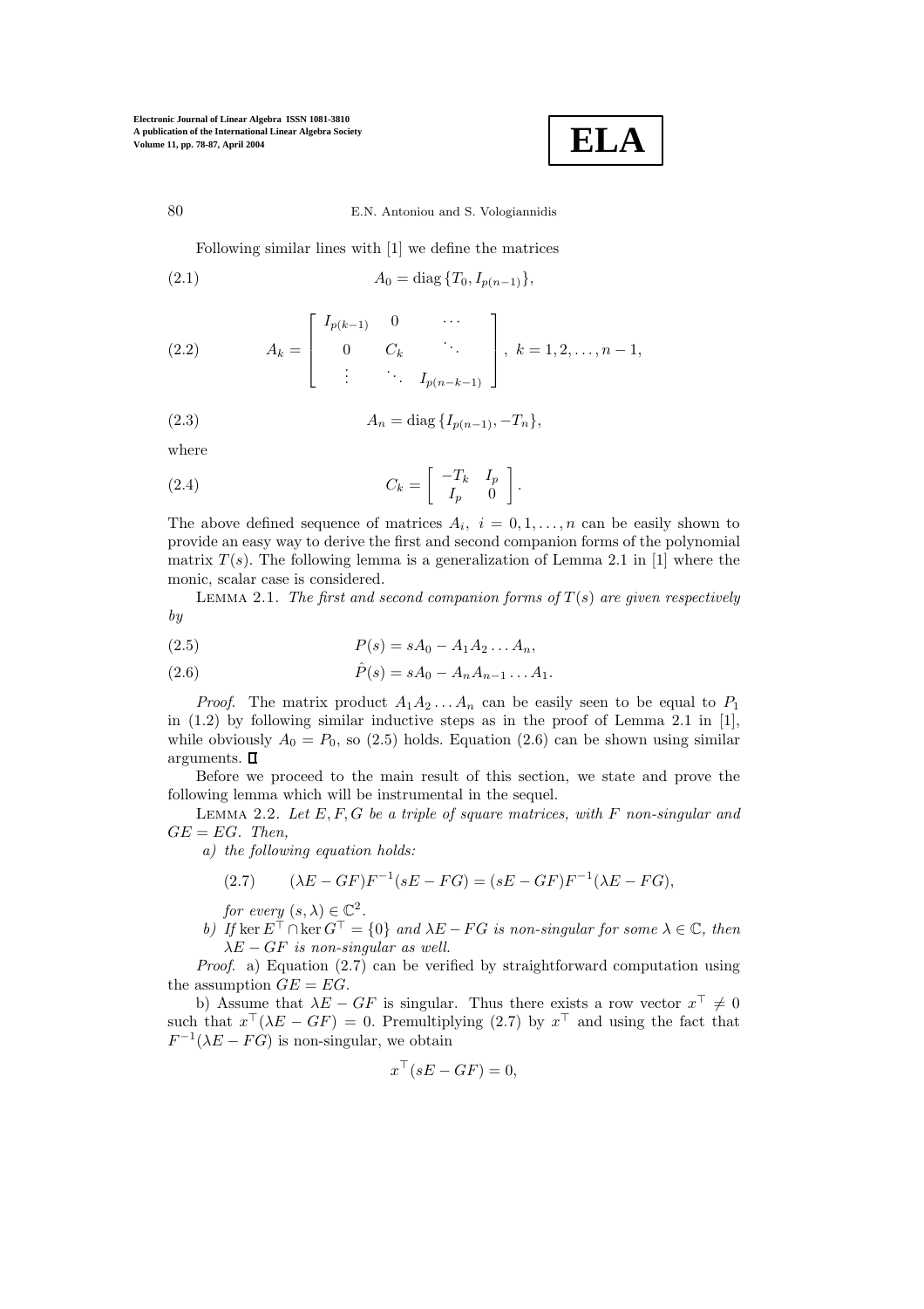Following similar lines with [1] we define the matrices

$$A_0 = \operatorname{diag}\{T_0, I_{p(n-1)}\}, \tag{2.1}$$

$$A_k = \begin{bmatrix} I_{p(k-1)} & 0 & \cdots \\ 0 & C_k & \ddots \\ \vdots & \ddots & I_{p(n-k-1)} \end{bmatrix}, \; k = 1, 2, \ldots, n-1, \tag{2.2}$$

$$A_n = \operatorname{diag}\{I_{p(n-1)}, -T_n\}, \tag{2.3}$$

where

$$C_k = \begin{bmatrix} -T_k & I_p \\ I_p & 0 \end{bmatrix}. \tag{2.4}$$

The above defined sequence of matrices $A_i$, $i = 0, 1, \ldots, n$ can be easily shown to provide an easy way to derive the first and second companion forms of the polynomial matrix $T(s)$. The following lemma is a generalization of Lemma 2.1 in [1] where the monic, scalar case is considered.

Lemma 2.1. *The first and second companion forms of $T(s)$ are given respectively by*

$$P(s) = sA_0 - A_1 A_2 \ldots A_n, \tag{2.5}$$

$$\hat{P}(s) = sA_0 - A_n A_{n-1} \ldots A_1. \tag{2.6}$$

*Proof*. The matrix product $A_1 A_2 \ldots A_n$ can be easily seen to be equal to $P_1$ in (1.2) by following similar inductive steps as in the proof of Lemma 2.1 in [1], while obviously $A_0 = P_0$, so (2.5) holds. Equation (2.6) can be shown using similar arguments. ◻

Before we proceed to the main result of this section, we state and prove the following lemma which will be instrumental in the sequel.

Lemma 2.2. *Let $E, F, G$ be a triple of square matrices, with $F$ non-singular and $GE = EG$. Then,*

*a) the following equation holds:*

$$(\lambda E - GF)F^{-1}(sE - FG) = (sE - GF)F^{-1}(\lambda E - FG), \tag{2.7}$$

*for every $(s, \lambda) \in \mathbb{C}^2$.*

*b) If $\ker E^\top \cap \ker G^\top = \{0\}$ and $\lambda E - FG$ is non-singular for some $\lambda \in \mathbb{C}$, then $\lambda E - GF$ is non-singular as well.*

*Proof*. a) Equation (2.7) can be verified by straightforward computation using the assumption $GE = EG$.

b) Assume that $\lambda E - GF$ is singular. Thus there exists a row vector $x^\top \neq 0$ such that $x^\top(\lambda E - GF) = 0$. Premultiplying (2.7) by $x^\top$ and using the fact that $F^{-1}(\lambda E - FG)$ is non-singular, we obtain

$$x^\top(sE - GF) = 0,$$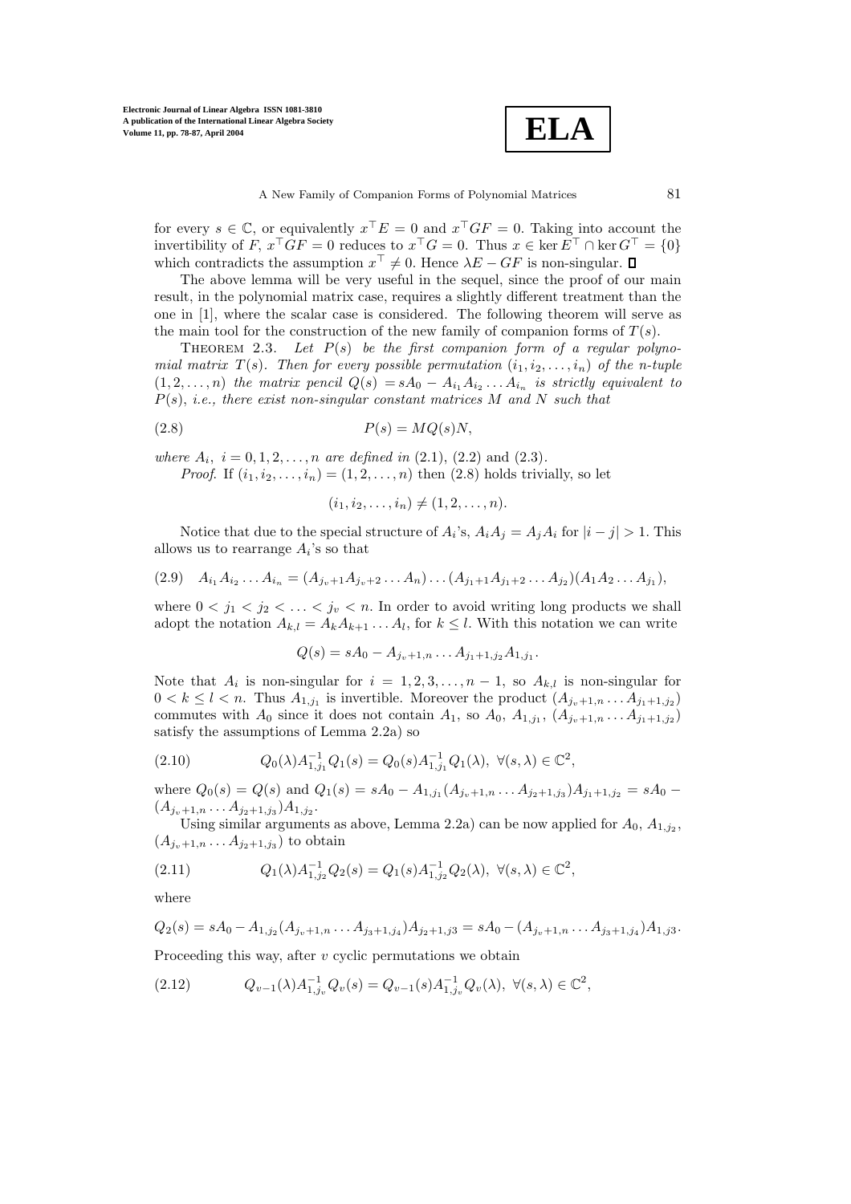for every $s \in \mathbb{C}$, or equivalently $x^\top E = 0$ and $x^\top GF = 0$. Taking into account the invertibility of $F$, $x^\top GF = 0$ reduces to $x^\top G = 0$. Thus $x \in \ker E^\top \cap \ker G^\top = \{0\}$ which contradicts the assumption $x^\top \neq 0$. Hence $\lambda E - GF$ is non-singular. ∎

The above lemma will be very useful in the sequel, since the proof of our main result, in the polynomial matrix case, requires a slightly different treatment than the one in [1], where the scalar case is considered. The following theorem will serve as the main tool for the construction of the new family of companion forms of $T(s)$.

THEOREM 2.3. *Let $P(s)$ be the first companion form of a regular polynomial matrix $T(s)$. Then for every possible permutation $(i_1, i_2, \ldots, i_n)$ of the n-tuple $(1, 2, \ldots, n)$ the matrix pencil $Q(s) = sA_0 - A_{i_1}A_{i_2}\ldots A_{i_n}$ is strictly equivalent to $P(s)$, i.e., there exist non-singular constant matrices $M$ and $N$ such that*

$$P(s) = MQ(s)N, \tag{2.8}$$

*where $A_i$, $i = 0, 1, 2, \ldots, n$ are defined in* (2.1), (2.2) and (2.3).

*Proof.* If $(i_1, i_2, \ldots, i_n) = (1, 2, \ldots, n)$ then (2.8) holds trivially, so let

$$(i_1, i_2, \ldots, i_n) \neq (1, 2, \ldots, n).$$

Notice that due to the special structure of $A_i$'s, $A_iA_j = A_jA_i$ for $|i - j| > 1$. This allows us to rearrange $A_i$'s so that

$$A_{i_1}A_{i_2}\ldots A_{i_n} = (A_{j_v+1}A_{j_v+2}\ldots A_n)\ldots(A_{j_1+1}A_{j_1+2}\ldots A_{j_2})(A_1A_2\ldots A_{j_1}), \tag{2.9}$$

where $0 < j_1 < j_2 < \ldots < j_v < n$. In order to avoid writing long products we shall adopt the notation $A_{k,l} = A_kA_{k+1}\ldots A_l$, for $k \leq l$. With this notation we can write

$$Q(s) = sA_0 - A_{j_v+1,n}\ldots A_{j_1+1,j_2}A_{1,j_1}.$$

Note that $A_i$ is non-singular for $i = 1, 2, 3, \ldots, n-1$, so $A_{k,l}$ is non-singular for $0 < k \leq l < n$. Thus $A_{1,j_1}$ is invertible. Moreover the product $(A_{j_v+1,n}\ldots A_{j_1+1,j_2})$ commutes with $A_0$ since it does not contain $A_1$, so $A_0$, $A_{1,j_1}$, $(A_{j_v+1,n}\ldots A_{j_1+1,j_2})$ satisfy the assumptions of Lemma 2.2a) so

$$Q_0(\lambda)A_{1,j_1}^{-1}Q_1(s) = Q_0(s)A_{1,j_1}^{-1}Q_1(\lambda),\ \forall (s, \lambda) \in \mathbb{C}^2, \tag{2.10}$$

where $Q_0(s) = Q(s)$ and $Q_1(s) = sA_0 - A_{1,j_1}(A_{j_v+1,n}\ldots A_{j_2+1,j_3})A_{j_1+1,j_2} = sA_0 - (A_{j_v+1,n}\ldots A_{j_2+1,j_3})A_{1,j_2}$.

Using similar arguments as above, Lemma 2.2a) can be now applied for $A_0$, $A_{1,j_2}$, $(A_{j_v+1,n}\ldots A_{j_2+1,j_3})$ to obtain

$$Q_1(\lambda)A_{1,j_2}^{-1}Q_2(s) = Q_1(s)A_{1,j_2}^{-1}Q_2(\lambda),\ \forall (s, \lambda) \in \mathbb{C}^2, \tag{2.11}$$

where

$$Q_2(s) = sA_0 - A_{1,j_2}(A_{j_v+1,n}\ldots A_{j_3+1,j_4})A_{j_2+1,j3} = sA_0 - (A_{j_v+1,n}\ldots A_{j_3+1,j_4})A_{1,j3}.$$

Proceeding this way, after $v$ cyclic permutations we obtain

$$Q_{v-1}(\lambda)A_{1,j_v}^{-1}Q_v(s) = Q_{v-1}(s)A_{1,j_v}^{-1}Q_v(\lambda),\ \forall (s, \lambda) \in \mathbb{C}^2, \tag{2.12}$$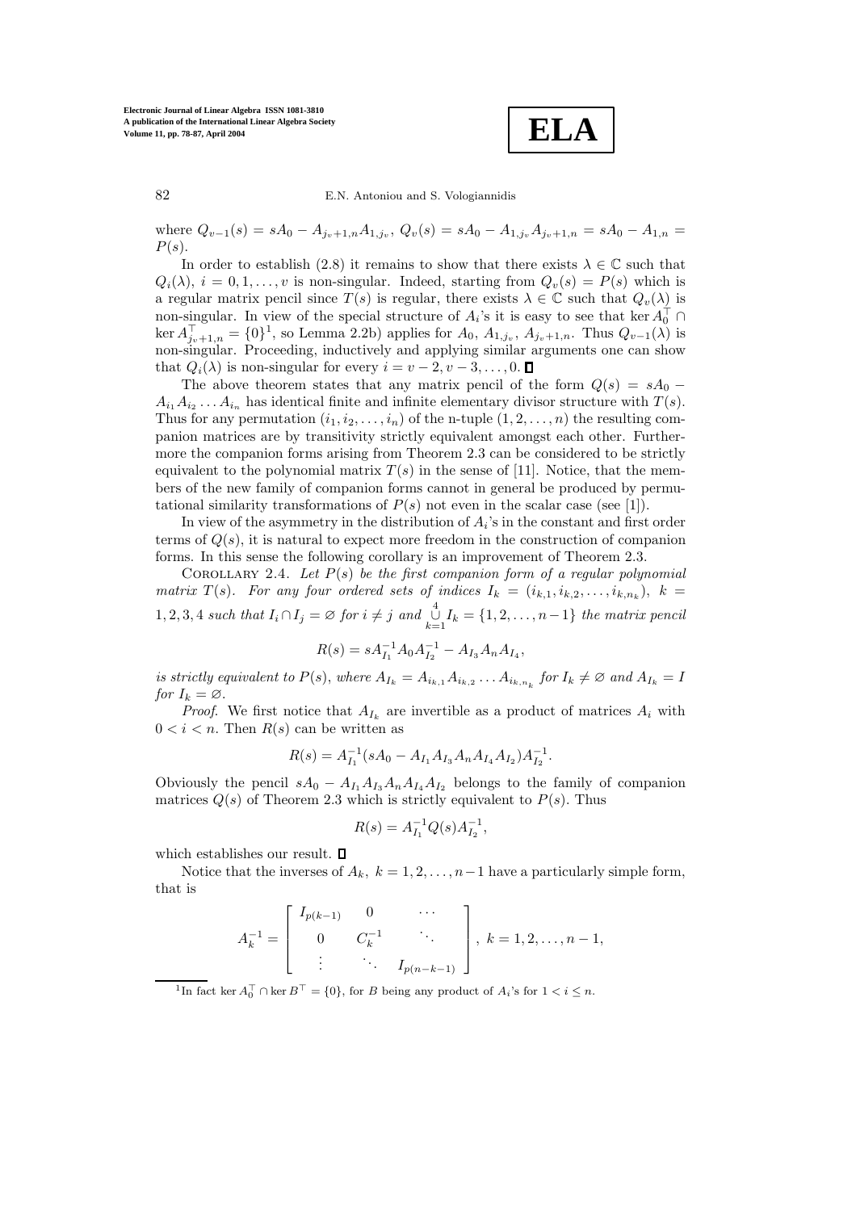where $Q_{v-1}(s) = sA_0 - A_{j_v+1,n}A_{1,j_v}$, $Q_v(s) = sA_0 - A_{1,j_v}A_{j_v+1,n} = sA_0 - A_{1,n} = P(s)$.

In order to establish (2.8) it remains to show that there exists $\lambda \in \mathbb{C}$ such that $Q_i(\lambda)$, $i = 0, 1, \ldots, v$ is non-singular. Indeed, starting from $Q_v(s) = P(s)$ which is a regular matrix pencil since $T(s)$ is regular, there exists $\lambda \in \mathbb{C}$ such that $Q_v(\lambda)$ is non-singular. In view of the special structure of $A_i$'s it is easy to see that $\ker A_0^\top \cap \ker A_{j_v+1,n}^\top = \{0\}$[1], so Lemma 2.2b) applies for $A_0$, $A_{1,j_v}$, $A_{j_v+1,n}$. Thus $Q_{v-1}(\lambda)$ is non-singular. Proceeding, inductively and applying similar arguments one can show that $Q_i(\lambda)$ is non-singular for every $i = v-2, v-3, \ldots, 0$. ∎

The above theorem states that any matrix pencil of the form $Q(s) = sA_0 - A_{i_1}A_{i_2}\ldots A_{i_n}$ has identical finite and infinite elementary divisor structure with $T(s)$. Thus for any permutation $(i_1, i_2, \ldots, i_n)$ of the n-tuple $(1, 2, \ldots, n)$ the resulting companion matrices are by transitivity strictly equivalent amongst each other. Furthermore the companion forms arising from Theorem 2.3 can be considered to be strictly equivalent to the polynomial matrix $T(s)$ in the sense of [11]. Notice, that the members of the new family of companion forms cannot in general be produced by permutational similarity transformations of $P(s)$ not even in the scalar case (see [1]).

In view of the asymmetry in the distribution of $A_i$'s in the constant and first order terms of $Q(s)$, it is natural to expect more freedom in the construction of companion forms. In this sense the following corollary is an improvement of Theorem 2.3.

Corollary 2.4. *Let $P(s)$ be the first companion form of a regular polynomial matrix $T(s)$. For any four ordered sets of indices $I_k = (i_{k,1}, i_{k,2}, \ldots, i_{k,n_k})$, $k = 1, 2, 3, 4$ such that $I_i \cap I_j = \varnothing$ for $i \neq j$ and $\bigcup_{k=1}^{4} I_k = \{1, 2, \ldots, n-1\}$ the matrix pencil*

$$R(s) = sA_{I_1}^{-1}A_0A_{I_2}^{-1} - A_{I_3}A_nA_{I_4},$$

*is strictly equivalent to $P(s)$, where $A_{I_k} = A_{i_{k,1}}A_{i_{k,2}}\ldots A_{i_{k,n_k}}$ for $I_k \neq \varnothing$ and $A_{I_k} = I$ for $I_k = \varnothing$.*

*Proof.* We first notice that $A_{I_k}$ are invertible as a product of matrices $A_i$ with $0 < i < n$. Then $R(s)$ can be written as

$$R(s) = A_{I_1}^{-1}(sA_0 - A_{I_1}A_{I_3}A_nA_{I_4}A_{I_2})A_{I_2}^{-1}.$$

Obviously the pencil $sA_0 - A_{I_1}A_{I_3}A_nA_{I_4}A_{I_2}$ belongs to the family of companion matrices $Q(s)$ of Theorem 2.3 which is strictly equivalent to $P(s)$. Thus

$$R(s) = A_{I_1}^{-1}Q(s)A_{I_2}^{-1},$$

which establishes our result. ∎

Notice that the inverses of $A_k$, $k = 1, 2, \ldots, n-1$ have a particularly simple form, that is

$$A_k^{-1} = \begin{bmatrix} I_{p(k-1)} & 0 & \cdots \\ 0 & C_k^{-1} & \ddots \\ \vdots & \ddots & I_{p(n-k-1)} \end{bmatrix}, \; k = 1, 2, \ldots, n-1,$$

[1] In fact $\ker A_0^\top \cap \ker B^\top = \{0\}$, for $B$ being any product of $A_i$'s for $1 < i \leq n$.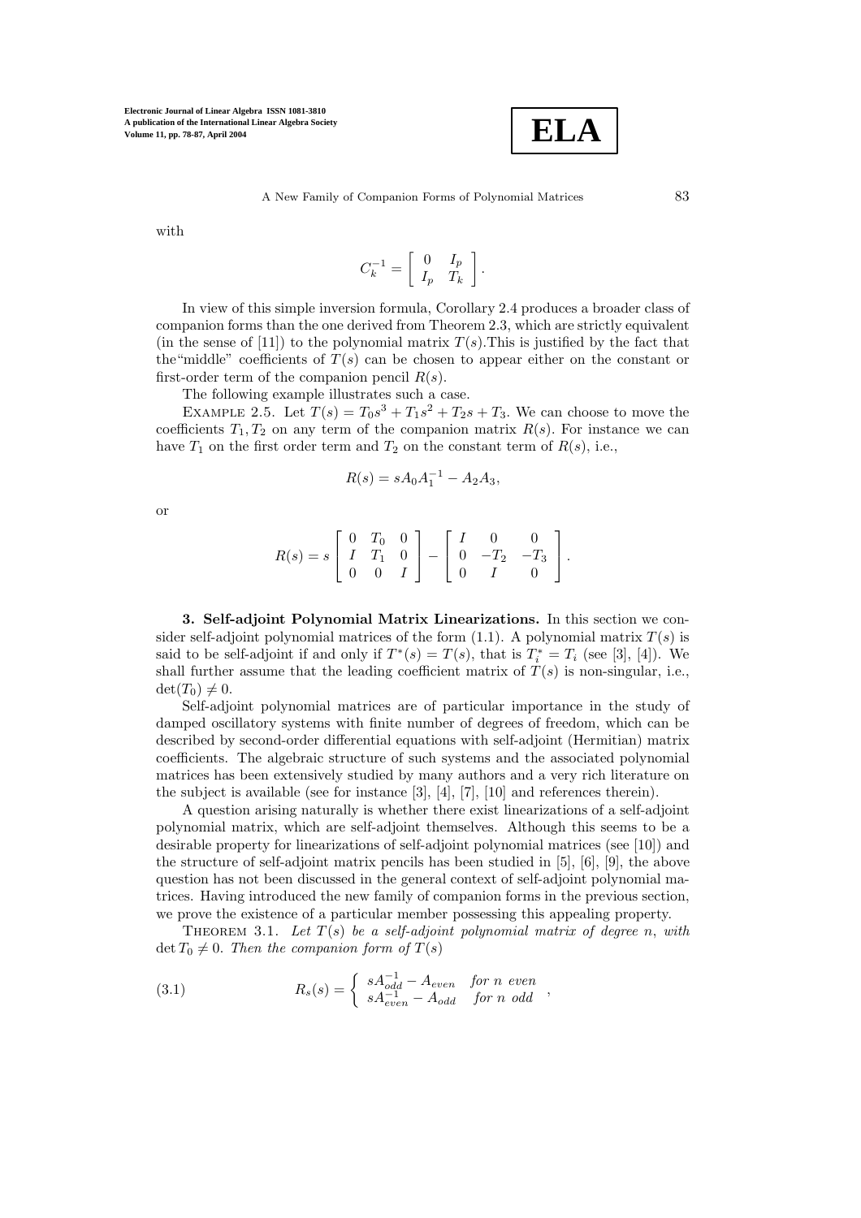with

$$C_k^{-1} = \left[ \begin{array}{cc} 0 & I_p \\ I_p & T_k \end{array} \right].$$

In view of this simple inversion formula, Corollary 2.4 produces a broader class of companion forms than the one derived from Theorem 2.3, which are strictly equivalent (in the sense of [11]) to the polynomial matrix $T(s)$.This is justified by the fact that the"middle" coefficients of $T(s)$ can be chosen to appear either on the constant or first-order term of the companion pencil $R(s)$.

The following example illustrates such a case.

Example 2.5. Let $T(s) = T_0 s^3 + T_1 s^2 + T_2 s + T_3$. We can choose to move the coefficients $T_1, T_2$ on any term of the companion matrix $R(s)$. For instance we can have $T_1$ on the first order term and $T_2$ on the constant term of $R(s)$, i.e.,

$$R(s) = sA_0 A_1^{-1} - A_2 A_3,$$

or

$$R(s) = s \left[ \begin{array}{ccc} 0 & T_0 & 0 \\ I & T_1 & 0 \\ 0 & 0 & I \end{array} \right] - \left[ \begin{array}{ccc} I & 0 & 0 \\ 0 & -T_2 & -T_3 \\ 0 & I & 0 \end{array} \right].$$

**3. Self-adjoint Polynomial Matrix Linearizations.** In this section we consider self-adjoint polynomial matrices of the form (1.1). A polynomial matrix $T(s)$ is said to be self-adjoint if and only if $T^*(s) = T(s)$, that is $T_i^* = T_i$ (see [3], [4]). We shall further assume that the leading coefficient matrix of $T(s)$ is non-singular, i.e., $\det(T_0) \neq 0$.

Self-adjoint polynomial matrices are of particular importance in the study of damped oscillatory systems with finite number of degrees of freedom, which can be described by second-order differential equations with self-adjoint (Hermitian) matrix coefficients. The algebraic structure of such systems and the associated polynomial matrices has been extensively studied by many authors and a very rich literature on the subject is available (see for instance [3], [4], [7], [10] and references therein).

A question arising naturally is whether there exist linearizations of a self-adjoint polynomial matrix, which are self-adjoint themselves. Although this seems to be a desirable property for linearizations of self-adjoint polynomial matrices (see [10]) and the structure of self-adjoint matrix pencils has been studied in [5], [6], [9], the above question has not been discussed in the general context of self-adjoint polynomial matrices. Having introduced the new family of companion forms in the previous section, we prove the existence of a particular member possessing this appealing property.

Theorem 3.1. *Let $T(s)$ be a self-adjoint polynomial matrix of degree $n$, with $\det T_0 \neq 0$. Then the companion form of $T(s)$*

$$R_s(s) = \begin{cases} sA_{odd}^{-1} - A_{even} & \text{for } n \text{ even} \\ sA_{even}^{-1} - A_{odd} & \text{for } n \text{ odd} \end{cases}, \tag{3.1}$$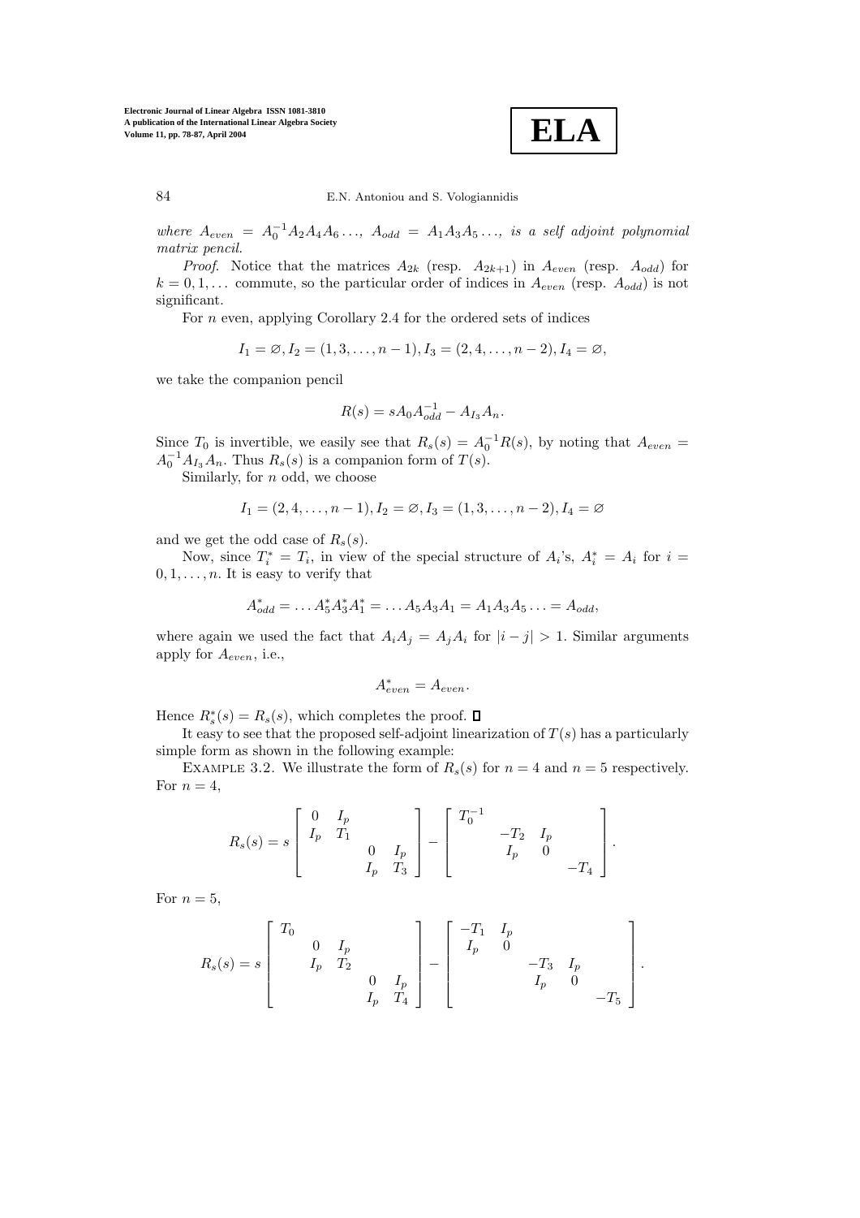*where* $A_{even} = A_0^{-1}A_2A_4A_6\ldots$, $A_{odd} = A_1A_3A_5\ldots$, *is a self adjoint polynomial matrix pencil.*

*Proof.* Notice that the matrices $A_{2k}$ (resp. $A_{2k+1}$) in $A_{even}$ (resp. $A_{odd}$) for $k = 0, 1, \ldots$ commute, so the particular order of indices in $A_{even}$ (resp. $A_{odd}$) is not significant.

For $n$ even, applying Corollary 2.4 for the ordered sets of indices

$$I_1 = \varnothing, I_2 = (1, 3, \ldots, n-1), I_3 = (2, 4, \ldots, n-2), I_4 = \varnothing,$$

we take the companion pencil

$$R(s) = sA_0A_{odd}^{-1} - A_{I_3}A_n.$$

Since $T_0$ is invertible, we easily see that $R_s(s) = A_0^{-1}R(s)$, by noting that $A_{even} = A_0^{-1}A_{I_3}A_n$. Thus $R_s(s)$ is a companion form of $T(s)$.

Similarly, for $n$ odd, we choose

$$I_1 = (2, 4, \ldots, n-1), I_2 = \varnothing, I_3 = (1, 3, \ldots, n-2), I_4 = \varnothing$$

and we get the odd case of $R_s(s)$.

Now, since $T_i^* = T_i$, in view of the special structure of $A_i$'s, $A_i^* = A_i$ for $i = 0, 1, \ldots, n$. It is easy to verify that

$$A_{odd}^* = \ldots A_5^*A_3^*A_1^* = \ldots A_5A_3A_1 = A_1A_3A_5\ldots = A_{odd},$$

where again we used the fact that $A_iA_j = A_jA_i$ for $|i-j| > 1$. Similar arguments apply for $A_{even}$, i.e.,

$$A_{even}^* = A_{even}.$$

Hence $R_s^*(s) = R_s(s)$, which completes the proof. ∎

It easy to see that the proposed self-adjoint linearization of $T(s)$ has a particularly simple form as shown in the following example:

Example 3.2. We illustrate the form of $R_s(s)$ for $n = 4$ and $n = 5$ respectively. For $n = 4$,

$$R_s(s) = s\begin{bmatrix} 0 & I_p & & \\ I_p & T_1 & & \\ & & 0 & I_p \\ & & I_p & T_3 \end{bmatrix} - \begin{bmatrix} T_0^{-1} & & & \\ & -T_2 & I_p & \\ & I_p & 0 & \\ & & & -T_4 \end{bmatrix}.$$

For $n = 5$,

$$R_s(s) = s\begin{bmatrix} T_0 & & & & \\ & 0 & I_p & & \\ & I_p & T_2 & & \\ & & & 0 & I_p \\ & & & I_p & T_4 \end{bmatrix} - \begin{bmatrix} -T_1 & I_p & & & \\ I_p & 0 & & & \\ & & -T_3 & I_p & \\ & & I_p & 0 & \\ & & & & -T_5 \end{bmatrix}.$$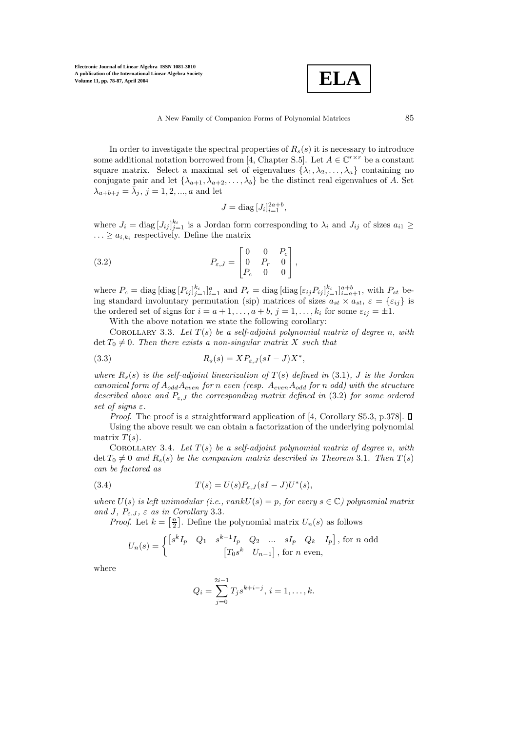In order to investigate the spectral properties of $R_s(s)$ it is necessary to introduce some additional notation borrowed from [4, Chapter S.5]. Let $A \in \mathbb{C}^{r\times r}$ be a constant square matrix. Select a maximal set of eigenvalues $\{\lambda_1, \lambda_2, \dots, \lambda_a\}$ containing no conjugate pair and let $\{\lambda_{a+1}, \lambda_{a+2}, \dots, \lambda_b\}$ be the distinct real eigenvalues of $A$. Set $\lambda_{a+b+j} = \bar{\lambda}_j$, $j = 1, 2, ..., a$ and let

$$J = \operatorname{diag}[J_i]_{i=1}^{2a+b},$$

where $J_i = \operatorname{diag}[J_{ij}]_{j=1}^{k_i}$ is a Jordan form corresponding to $\lambda_i$ and $J_{ij}$ of sizes $a_{i1} \geq \dots \geq a_{i,k_i}$ respectively. Define the matrix

$$P_{\varepsilon,J} = \begin{bmatrix} 0 & 0 & P_c \\ 0 & P_r & 0 \\ P_c & 0 & 0 \end{bmatrix}, \tag{3.2}$$

where $P_c = \operatorname{diag}[\operatorname{diag}[P_{ij}]_{j=1}^{k_i}]_{i=1}^{a}$ and $P_r = \operatorname{diag}[\operatorname{diag}[\varepsilon_{ij}P_{ij}]_{j=1}^{k_i}]_{i=a+1}^{a+b}$, with $P_{st}$ being standard involuntary permutation (sip) matrices of sizes $a_{st} \times a_{st}$, $\varepsilon = \{\varepsilon_{ij}\}$ is the ordered set of signs for $i = a+1, \dots, a+b$, $j = 1, \dots, k_i$ for some $\varepsilon_{ij} = \pm 1$.

With the above notation we state the following corollary:

Corollary 3.3. *Let $T(s)$ be a self-adjoint polynomial matrix of degree $n$, with $\det T_0 \neq 0$. Then there exists a non-singular matrix $X$ such that*

$$R_s(s) = XP_{\varepsilon,J}(sI - J)X^*, \tag{3.3}$$

*where $R_s(s)$ is the self-adjoint linearization of $T(s)$ defined in* (3.1)*, $J$ is the Jordan canonical form of $A_{odd}A_{even}$ for $n$ even (resp. $A_{even}A_{odd}$ for $n$ odd) with the structure described above and $P_{\varepsilon,J}$ the corresponding matrix defined in* (3.2) *for some ordered set of signs $\varepsilon$.*

*Proof*. The proof is a straightforward application of [4, Corollary S5.3, p.378]. ∎

Using the above result we can obtain a factorization of the underlying polynomial matrix $T(s)$.

Corollary 3.4. *Let $T(s)$ be a self-adjoint polynomial matrix of degree $n$, with $\det T_0 \neq 0$ and $R_s(s)$ be the companion matrix described in Theorem* 3.1*. Then $T(s)$ can be factored as*

$$T(s) = U(s)P_{\varepsilon,J}(sI - J)U^*(s), \tag{3.4}$$

*where $U(s)$ is left unimodular (i.e., rank$U(s) = p$, for every $s \in \mathbb{C}$) polynomial matrix and $J$, $P_{\varepsilon,J}$, $\varepsilon$ as in Corollary* 3.3*.*

*Proof*. Let $k = \left[\frac{n}{2}\right]$. Define the polynomial matrix $U_n(s)$ as follows

$$U_n(s) = \begin{cases} \begin{bmatrix} s^k I_p & Q_1 & s^{k-1}I_p & Q_2 & \dots & sI_p & Q_k & I_p \end{bmatrix}, \text{ for } n \text{ odd} \\ \begin{bmatrix} T_0 s^k & U_{n-1} \end{bmatrix}, \text{ for } n \text{ even,} \end{cases}$$

where

$$Q_i = \sum_{j=0}^{2i-1} T_j s^{k+i-j},\ i = 1, \dots, k.$$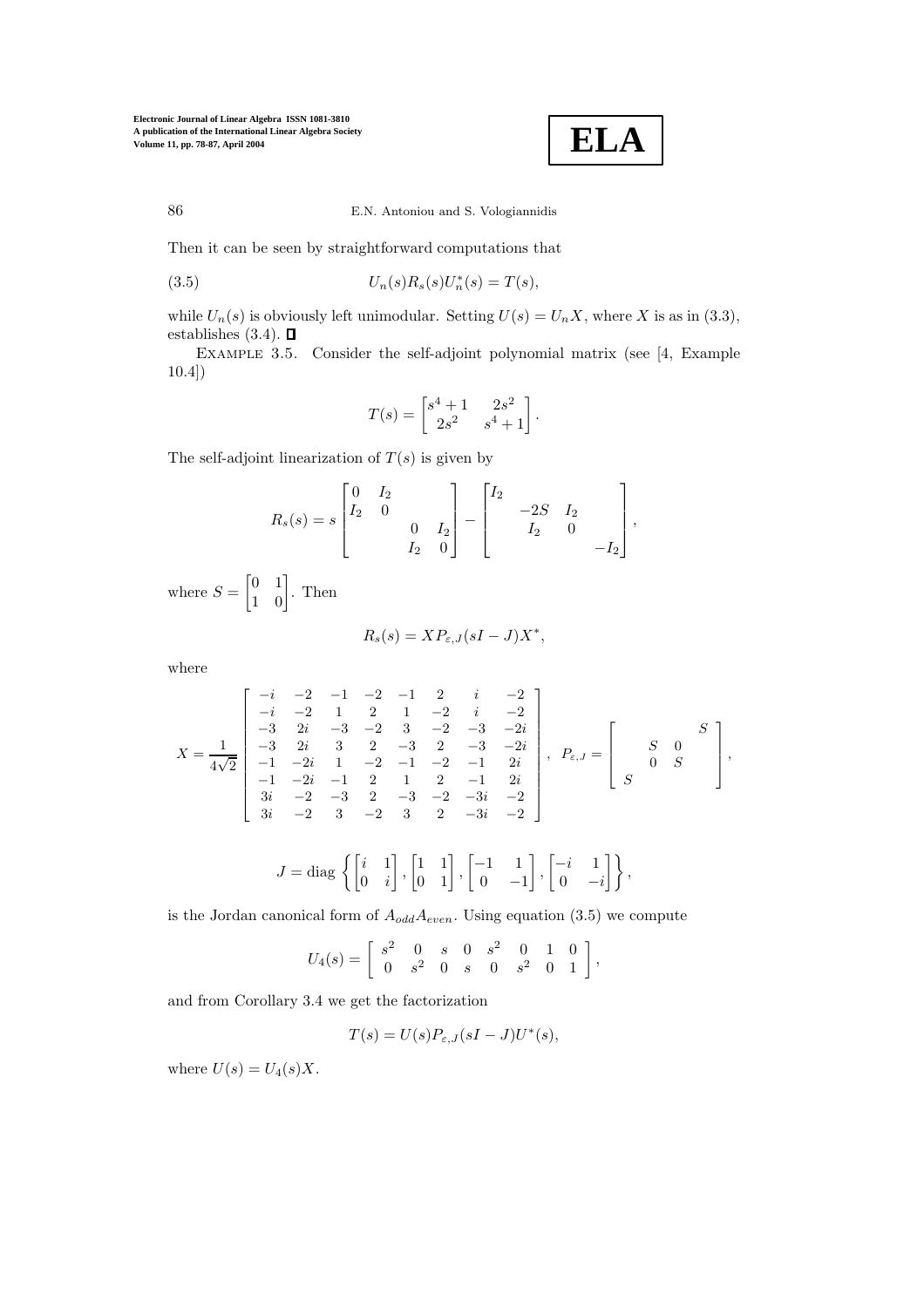Then it can be seen by straightforward computations that

$$U_n(s)R_s(s)U_n^*(s) = T(s), \tag{3.5}$$

while $U_n(s)$ is obviously left unimodular. Setting $U(s) = U_n X$, where $X$ is as in (3.3), establishes (3.4). $\blacksquare$

Example 3.5. Consider the self-adjoint polynomial matrix (see [4, Example 10.4])

$$T(s) = \begin{bmatrix} s^4+1 & 2s^2 \\ 2s^2 & s^4+1 \end{bmatrix}.$$

The self-adjoint linearization of $T(s)$ is given by

$$R_s(s) = s \begin{bmatrix} 0 & I_2 & & \\ I_2 & 0 & & \\ & & 0 & I_2 \\ & & I_2 & 0 \end{bmatrix} - \begin{bmatrix} I_2 & & & \\ & -2S & I_2 & \\ & I_2 & 0 & \\ & & & -I_2 \end{bmatrix},$$

where $S = \begin{bmatrix} 0 & 1 \\ 1 & 0 \end{bmatrix}$. Then

$$R_s(s) = X P_{\varepsilon,J}(sI - J)X^*,$$

where

$$X = \frac{1}{4\sqrt{2}} \begin{bmatrix} -i & -2 & -1 & -2 & -1 & 2 & i & -2 \\ -i & -2 & 1 & 2 & 1 & -2 & i & -2 \\ -3 & 2i & -3 & -2 & 3 & -2 & -3 & -2i \\ -3 & 2i & 3 & 2 & -3 & 2 & -3 & -2i \\ -1 & -2i & 1 & -2 & -1 & -2 & -1 & 2i \\ -1 & -2i & -1 & 2 & 1 & 2 & -1 & 2i \\ 3i & -2 & -3 & 2 & -3 & -2 & -3i & -2 \\ 3i & -2 & 3 & -2 & 3 & 2 & -3i & -2 \end{bmatrix}, \quad P_{\varepsilon,J} = \begin{bmatrix} & & & S \\ & S & 0 & \\ & 0 & S & \\ S & & & \end{bmatrix},$$

$$J = \operatorname{diag}\left\{ \begin{bmatrix} i & 1 \\ 0 & i \end{bmatrix}, \begin{bmatrix} 1 & 1 \\ 0 & 1 \end{bmatrix}, \begin{bmatrix} -1 & 1 \\ 0 & -1 \end{bmatrix}, \begin{bmatrix} -i & 1 \\ 0 & -i \end{bmatrix} \right\},$$

is the Jordan canonical form of $A_{odd}A_{even}$. Using equation (3.5) we compute

$$U_4(s) = \begin{bmatrix} s^2 & 0 & s & 0 & s^2 & 0 & 1 & 0 \\ 0 & s^2 & 0 & s & 0 & s^2 & 0 & 1 \end{bmatrix},$$

and from Corollary 3.4 we get the factorization

$$T(s) = U(s)P_{\varepsilon,J}(sI - J)U^*(s),$$

where $U(s) = U_4(s)X$.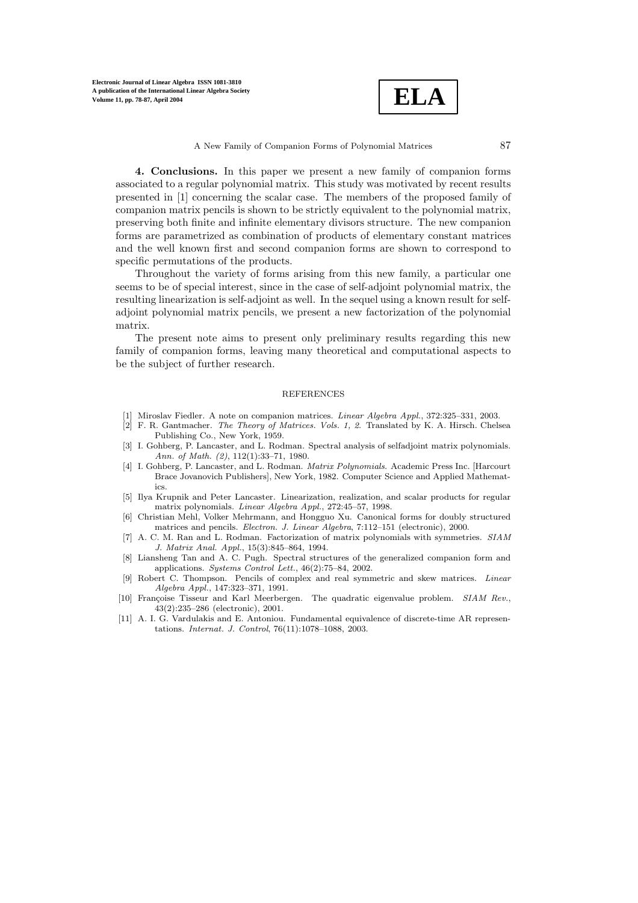**4. Conclusions.** In this paper we present a new family of companion forms associated to a regular polynomial matrix. This study was motivated by recent results presented in [1] concerning the scalar case. The members of the proposed family of companion matrix pencils is shown to be strictly equivalent to the polynomial matrix, preserving both finite and infinite elementary divisors structure. The new companion forms are parametrized as combination of products of elementary constant matrices and the well known first and second companion forms are shown to correspond to specific permutations of the products.

Throughout the variety of forms arising from this new family, a particular one seems to be of special interest, since in the case of self-adjoint polynomial matrix, the resulting linearization is self-adjoint as well. In the sequel using a known result for self-adjoint polynomial matrix pencils, we present a new factorization of the polynomial matrix.

The present note aims to present only preliminary results regarding this new family of companion forms, leaving many theoretical and computational aspects to be the subject of further research.

## REFERENCES

[1] Miroslav Fiedler. A note on companion matrices. *Linear Algebra Appl.*, 372:325–331, 2003.

[2] F. R. Gantmacher. *The Theory of Matrices. Vols. 1, 2.* Translated by K. A. Hirsch. Chelsea Publishing Co., New York, 1959.

[3] I. Gohberg, P. Lancaster, and L. Rodman. Spectral analysis of selfadjoint matrix polynomials. *Ann. of Math. (2)*, 112(1):33–71, 1980.

[4] I. Gohberg, P. Lancaster, and L. Rodman. *Matrix Polynomials.* Academic Press Inc. [Harcourt Brace Jovanovich Publishers], New York, 1982. Computer Science and Applied Mathematics.

[5] Ilya Krupnik and Peter Lancaster. Linearization, realization, and scalar products for regular matrix polynomials. *Linear Algebra Appl.*, 272:45–57, 1998.

[6] Christian Mehl, Volker Mehrmann, and Hongguo Xu. Canonical forms for doubly structured matrices and pencils. *Electron. J. Linear Algebra*, 7:112–151 (electronic), 2000.

[7] A. C. M. Ran and L. Rodman. Factorization of matrix polynomials with symmetries. *SIAM J. Matrix Anal. Appl.*, 15(3):845–864, 1994.

[8] Liansheng Tan and A. C. Pugh. Spectral structures of the generalized companion form and applications. *Systems Control Lett.*, 46(2):75–84, 2002.

[9] Robert C. Thompson. Pencils of complex and real symmetric and skew matrices. *Linear Algebra Appl.*, 147:323–371, 1991.

[10] Françoise Tisseur and Karl Meerbergen. The quadratic eigenvalue problem. *SIAM Rev.*, 43(2):235–286 (electronic), 2001.

[11] A. I. G. Vardulakis and E. Antoniou. Fundamental equivalence of discrete-time AR representations. *Internat. J. Control*, 76(11):1078–1088, 2003.